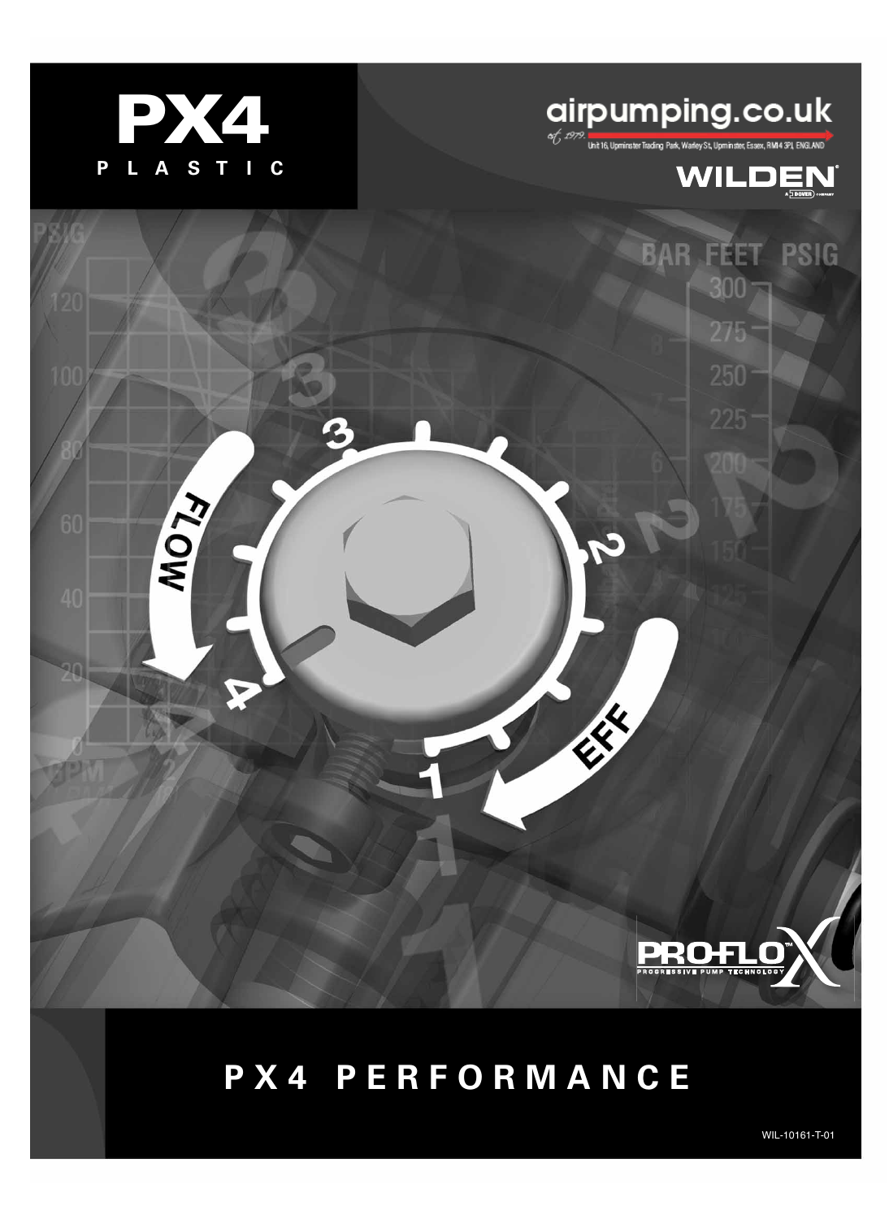# PX4

**PLASTIC**

airpumping.co.uk

est. 1979

Unit 16, Upminster Trading Park, Warley St, Upminster, Essex, RM14 3PJ, ENGLAND

WILDEN®

A DOVER COMPANY

PRO-FLO™ X

PROGRESSIVE PUMP TECHNOLOGY

# PX4 PERFORMANCE

WIL-10161-T-01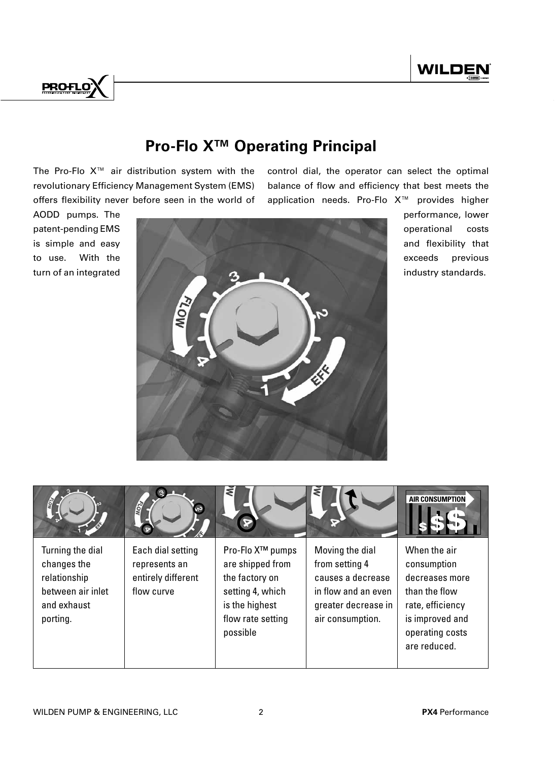# Pro-Flo X™ Operating Principal

The Pro-Flo X™ air distribution system with the revolutionary Efficiency Management System (EMS) offers flexibility never before seen in the world of AODD pumps. The patent-pending EMS is simple and easy to use. With the turn of an integrated control dial, the operator can select the optimal balance of flow and efficiency that best meets the application needs. Pro-Flo X™ provides higher performance, lower operational costs and flexibility that exceeds previous industry standards.

| | | | | |
|---|---|---|---|---|
| Turning the dial changes the relationship between air inlet and exhaust porting. | Each dial setting represents an entirely different flow curve | Pro-Flo X™ pumps are shipped from the factory on setting 4, which is the highest flow rate setting possible | Moving the dial from setting 4 causes a decrease in flow and an even greater decrease in air consumption. | When the air consumption decreases more than the flow rate, efficiency is improved and operating costs are reduced. |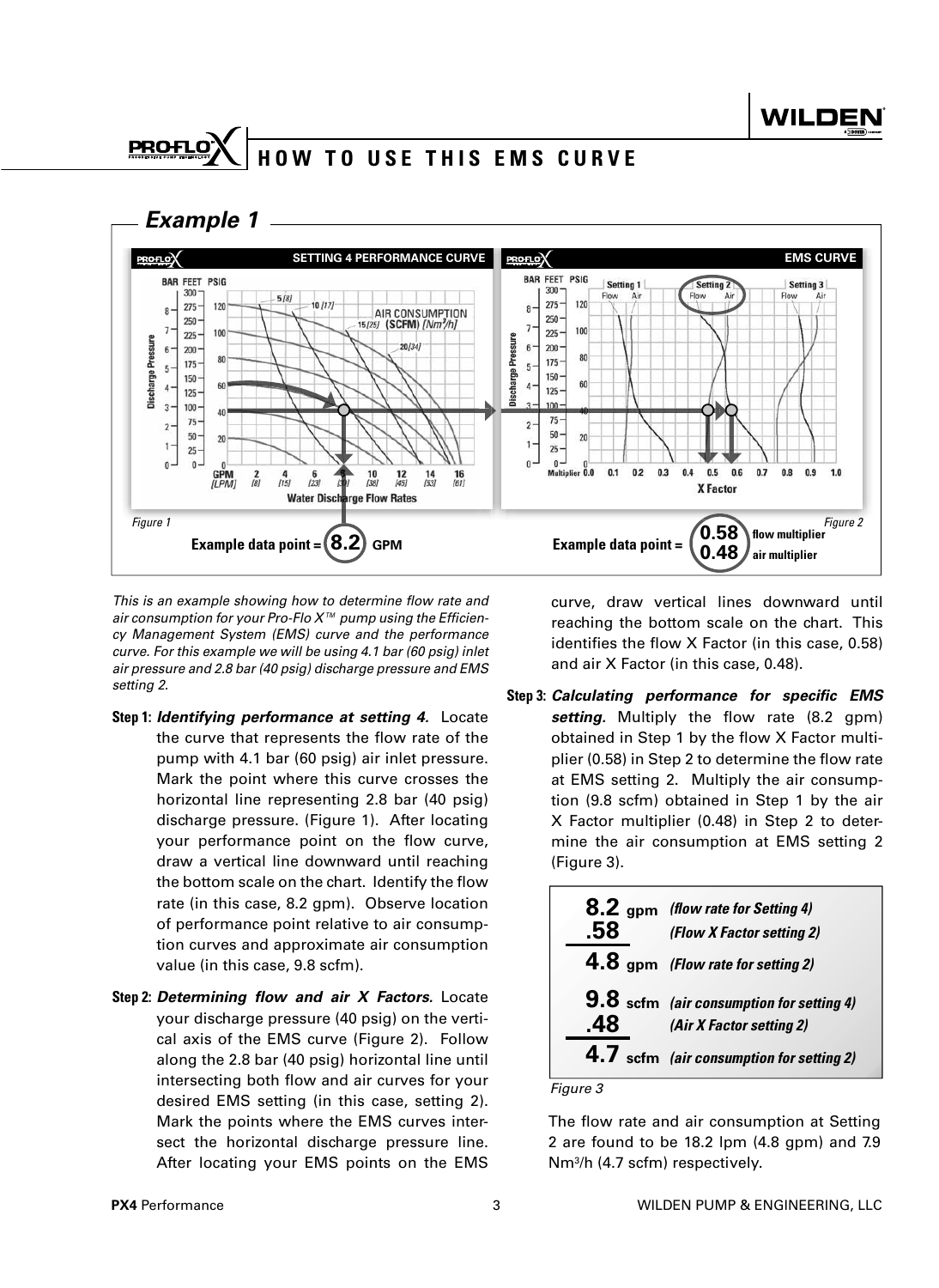# HOW TO USE THIS EMS CURVE

## Example 1

Figure 1

Example data point = 8.2 GPM

Figure 2

Example data point = 0.58 flow multiplier, 0.48 air multiplier

*This is an example showing how to determine flow rate and air consumption for your Pro-Flo X™ pump using the Efficiency Management System (EMS) curve and the performance curve. For this example we will be using 4.1 bar (60 psig) inlet air pressure and 2.8 bar (40 psig) discharge pressure and EMS setting 2.*

**Step 1:** ***Identifying performance at setting 4.*** Locate the curve that represents the flow rate of the pump with 4.1 bar (60 psig) air inlet pressure. Mark the point where this curve crosses the horizontal line representing 2.8 bar (40 psig) discharge pressure. (Figure 1). After locating your performance point on the flow curve, draw a vertical line downward until reaching the bottom scale on the chart. Identify the flow rate (in this case, 8.2 gpm). Observe location of performance point relative to air consumption curves and approximate air consumption value (in this case, 9.8 scfm).

**Step 2:** ***Determining flow and air X Factors.*** Locate your discharge pressure (40 psig) on the vertical axis of the EMS curve (Figure 2). Follow along the 2.8 bar (40 psig) horizontal line until intersecting both flow and air curves for your desired EMS setting (in this case, setting 2). Mark the points where the EMS curves intersect the horizontal discharge pressure line. After locating your EMS points on the EMS curve, draw vertical lines downward until reaching the bottom scale on the chart. This identifies the flow X Factor (in this case, 0.58) and air X Factor (in this case, 0.48).

**Step 3:** ***Calculating performance for specific EMS setting.*** Multiply the flow rate (8.2 gpm) obtained in Step 1 by the flow X Factor multiplier (0.58) in Step 2 to determine the flow rate at EMS setting 2. Multiply the air consumption (9.8 scfm) obtained in Step 1 by the air X Factor multiplier (0.48) in Step 2 to determine the air consumption at EMS setting 2 (Figure 3).

| | |
|---|---|
| **8.2** gpm | *(flow rate for Setting 4)* |
| **.58** | *(Flow X Factor setting 2)* |
| **4.8** gpm | *(Flow rate for setting 2)* |
| **9.8** scfm | *(air consumption for setting 4)* |
| **.48** | *(Air X Factor setting 2)* |
| **4.7** scfm | *(air consumption for setting 2)* |

*Figure 3*

The flow rate and air consumption at Setting 2 are found to be 18.2 lpm (4.8 gpm) and 7.9 Nm³/h (4.7 scfm) respectively.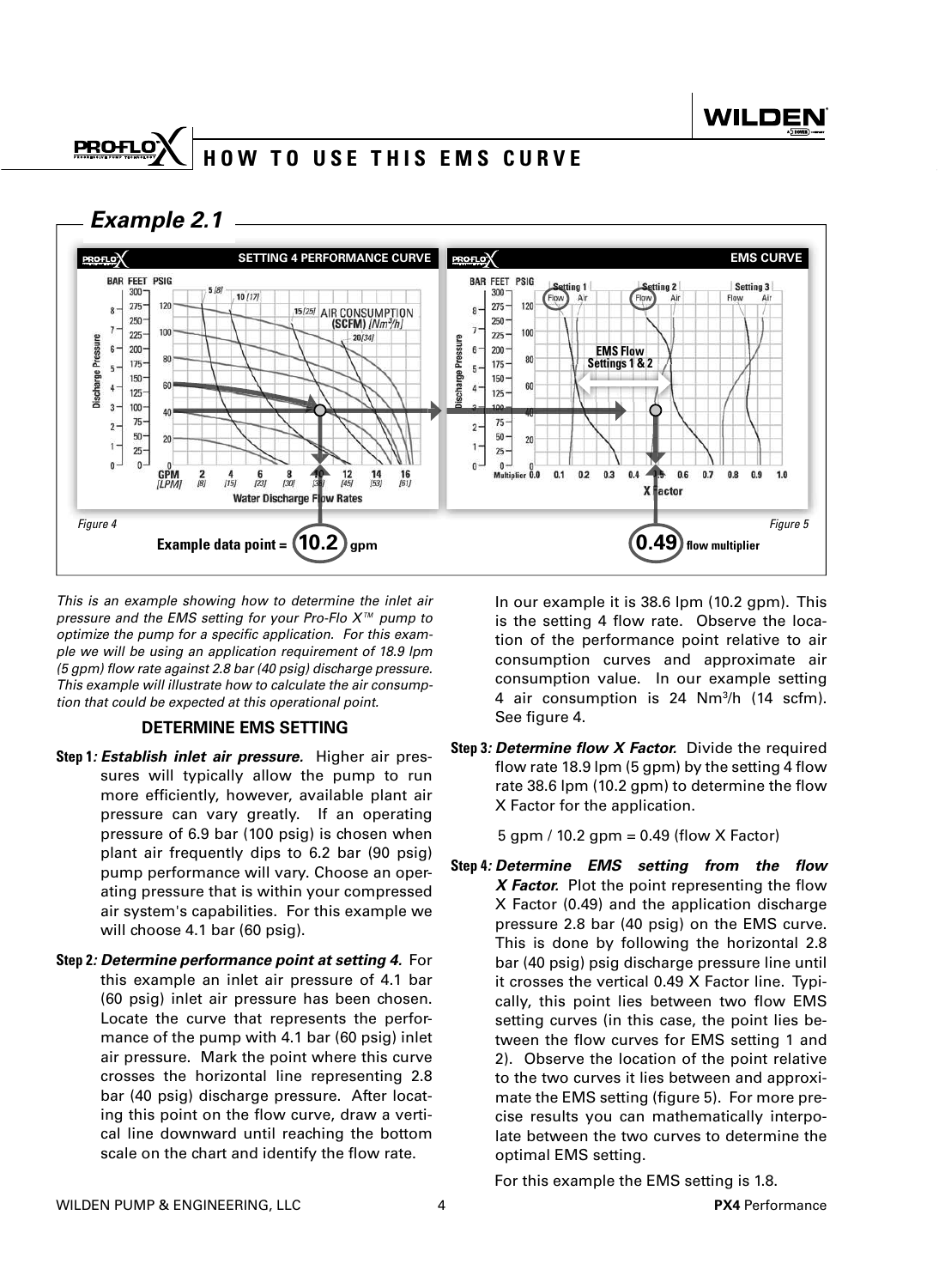# HOW TO USE THIS EMS CURVE

## Example 2.1

Figure 4

Example data point = 10.2 gpm

Figure 5

0.49 flow multiplier

*This is an example showing how to determine the inlet air pressure and the EMS setting for your Pro-Flo X™ pump to optimize the pump for a specific application. For this example we will be using an application requirement of 18.9 lpm (5 gpm) flow rate against 2.8 bar (40 psig) discharge pressure. This example will illustrate how to calculate the air consumption that could be expected at this operational point.*

### DETERMINE EMS SETTING

**Step 1*: Establish inlet air pressure.*** Higher air pressures will typically allow the pump to run more efficiently, however, available plant air pressure can vary greatly. If an operating pressure of 6.9 bar (100 psig) is chosen when plant air frequently dips to 6.2 bar (90 psig) pump performance will vary. Choose an operating pressure that is within your compressed air system's capabilities. For this example we will choose 4.1 bar (60 psig).

**Step 2*: Determine performance point at setting 4.*** For this example an inlet air pressure of 4.1 bar (60 psig) inlet air pressure has been chosen. Locate the curve that represents the performance of the pump with 4.1 bar (60 psig) inlet air pressure. Mark the point where this curve crosses the horizontal line representing 2.8 bar (40 psig) discharge pressure. After locating this point on the flow curve, draw a vertical line downward until reaching the bottom scale on the chart and identify the flow rate.

In our example it is 38.6 lpm (10.2 gpm). This is the setting 4 flow rate. Observe the location of the performance point relative to air consumption curves and approximate air consumption value. In our example setting 4 air consumption is 24 $Nm^3/h$ (14 scfm). See figure 4.

**Step 3*: Determine flow X Factor.*** Divide the required flow rate 18.9 lpm (5 gpm) by the setting 4 flow rate 38.6 lpm (10.2 gpm) to determine the flow X Factor for the application.

5 gpm / 10.2 gpm = 0.49 (flow X Factor)

**Step 4*: Determine EMS setting from the flow X Factor.*** Plot the point representing the flow X Factor (0.49) and the application discharge pressure 2.8 bar (40 psig) on the EMS curve. This is done by following the horizontal 2.8 bar (40 psig) psig discharge pressure line until it crosses the vertical 0.49 X Factor line. Typically, this point lies between two flow EMS setting curves (in this case, the point lies between the flow curves for EMS setting 1 and 2). Observe the location of the point relative to the two curves it lies between and approximate the EMS setting (figure 5). For more precise results you can mathematically interpolate between the two curves to determine the optimal EMS setting.

For this example the EMS setting is 1.8.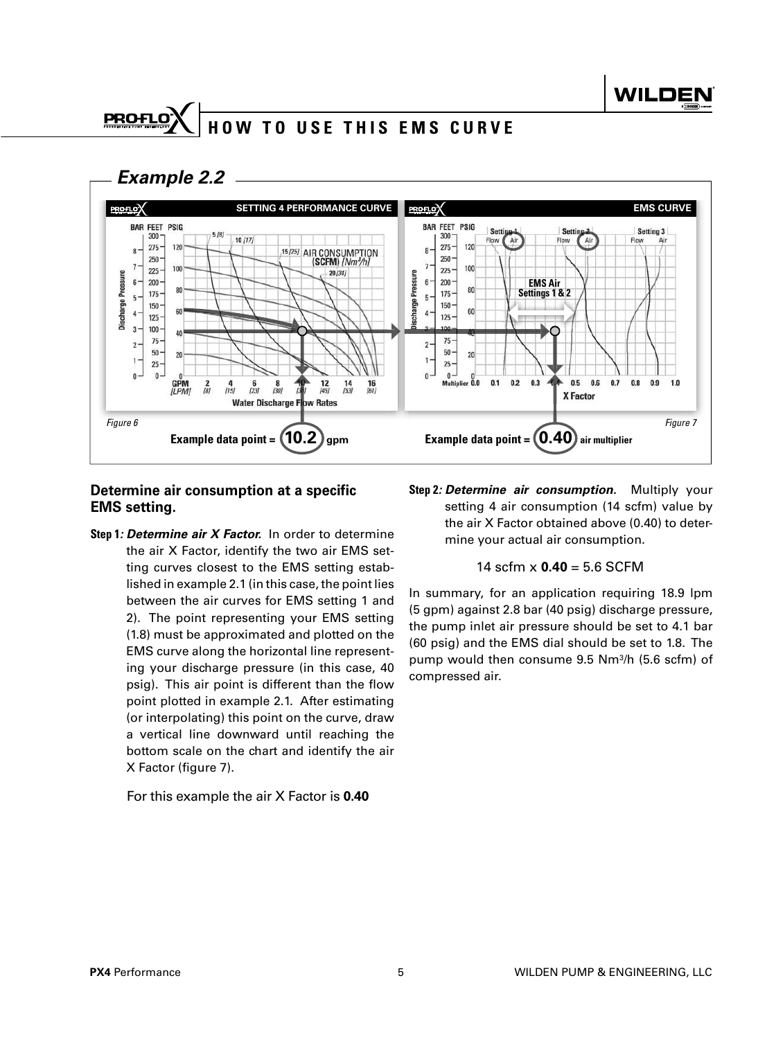# HOW TO USE THIS EMS CURVE

## Example 2.2

Figure 6

Example data point = **10.2** gpm

Figure 7

Example data point = **0.40** air multiplier

### Determine air consumption at a specific EMS setting.

**Step 1*: Determine air X Factor.*** In order to determine the air X Factor, identify the two air EMS setting curves closest to the EMS setting established in example 2.1 (in this case, the point lies between the air curves for EMS setting 1 and 2). The point representing your EMS setting (1.8) must be approximated and plotted on the EMS curve along the horizontal line representing your discharge pressure (in this case, 40 psig). This air point is different than the flow point plotted in example 2.1. After estimating (or interpolating) this point on the curve, draw a vertical line downward until reaching the bottom scale on the chart and identify the air X Factor (figure 7).

For this example the air X Factor is **0.40**

**Step 2*: Determine air consumption.*** Multiply your setting 4 air consumption (14 scfm) value by the air X Factor obtained above (0.40) to determine your actual air consumption.

14 scfm x **0.40** = 5.6 SCFM

In summary, for an application requiring 18.9 lpm (5 gpm) against 2.8 bar (40 psig) discharge pressure, the pump inlet air pressure should be set to 4.1 bar (60 psig) and the EMS dial should be set to 1.8. The pump would then consume 9.5 Nm$^3$/h (5.6 scfm) of compressed air.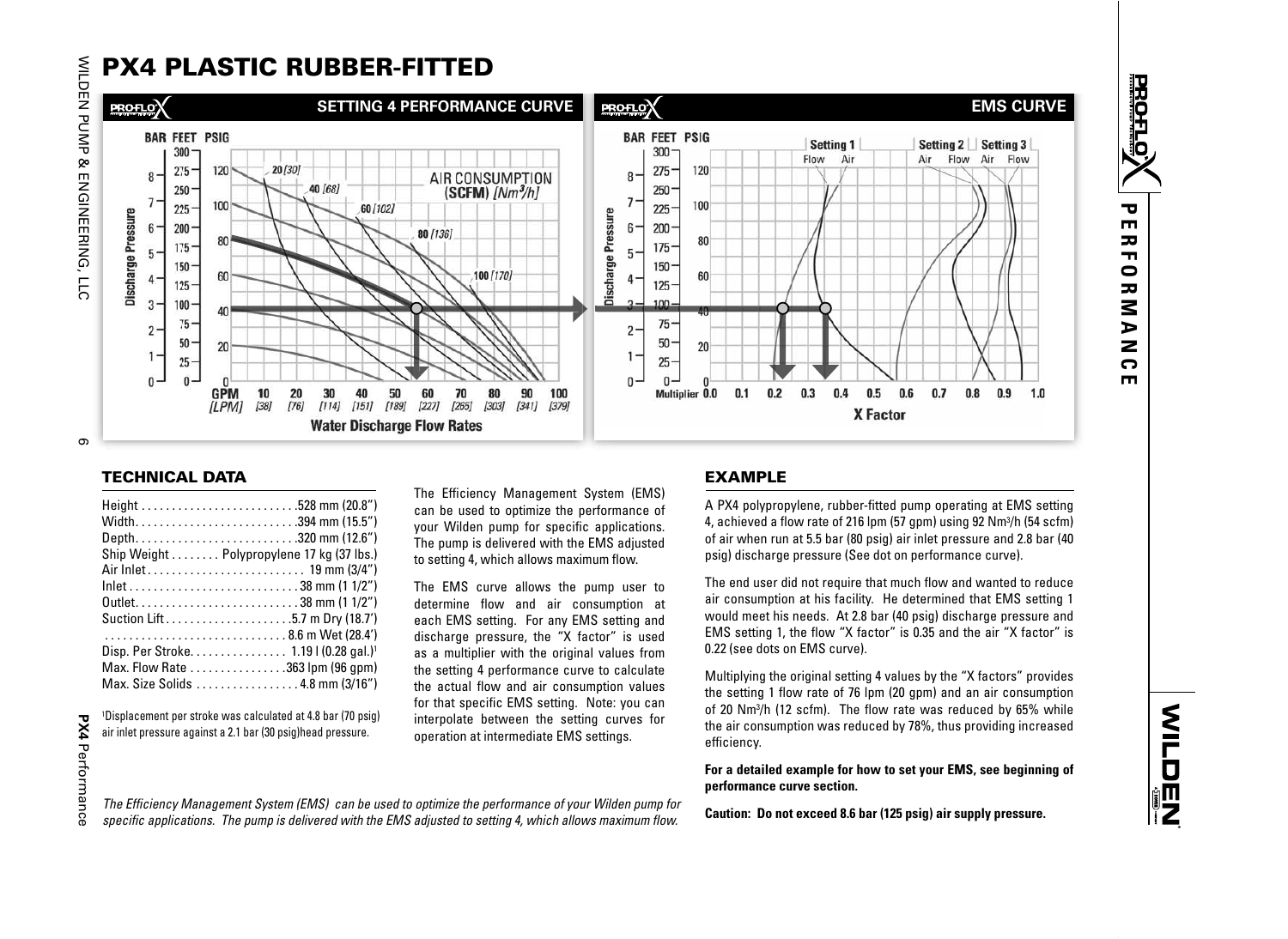# PX4 PLASTIC RUBBER-FITTED

## SETTING 4 PERFORMANCE CURVE

## EMS CURVE

### TECHNICAL DATA

| | |
|---|---|
| Height | 528 mm (20.8") |
| Width | 394 mm (15.5") |
| Depth | 320 mm (12.6") |
| Ship Weight | Polypropylene 17 kg (37 lbs.) |
| Air Inlet | 19 mm (3/4") |
| Inlet | 38 mm (1 1/2") |
| Outlet | 38 mm (1 1/2") |
| Suction Lift | 5.7 m Dry (18.7') |
| | 8.6 m Wet (28.4') |
| Disp. Per Stroke | 1.19 l (0.28 gal.)[1] |
| Max. Flow Rate | 363 lpm (96 gpm) |
| Max. Size Solids | 4.8 mm (3/16") |

[1]Displacement per stroke was calculated at 4.8 bar (70 psig) air inlet pressure against a 2.1 bar (30 psig)head pressure.

The Efficiency Management System (EMS) can be used to optimize the performance of your Wilden pump for specific applications. The pump is delivered with the EMS adjusted to setting 4, which allows maximum flow.

The EMS curve allows the pump user to determine flow and air consumption at each EMS setting. For any EMS setting and discharge pressure, the "X factor" is used as a multiplier with the original values from the setting 4 performance curve to calculate the actual flow and air consumption values for that specific EMS setting. Note: you can interpolate between the setting curves for operation at intermediate EMS settings.

### EXAMPLE

A PX4 polypropylene, rubber-fitted pump operating at EMS setting 4, achieved a flow rate of 216 lpm (57 gpm) using 92 Nm$^3$/h (54 scfm) of air when run at 5.5 bar (80 psig) air inlet pressure and 2.8 bar (40 psig) discharge pressure (See dot on performance curve).

The end user did not require that much flow and wanted to reduce air consumption at his facility. He determined that EMS setting 1 would meet his needs. At 2.8 bar (40 psig) discharge pressure and EMS setting 1, the flow "X factor" is 0.35 and the air "X factor" is 0.22 (see dots on EMS curve).

Multiplying the original setting 4 values by the "X factors" provides the setting 1 flow rate of 76 lpm (20 gpm) and an air consumption of 20 Nm$^3$/h (12 scfm). The flow rate was reduced by 65% while the air consumption was reduced by 78%, thus providing increased efficiency.

**For a detailed example for how to set your EMS, see beginning of performance curve section.**

**Caution: Do not exceed 8.6 bar (125 psig) air supply pressure.**

*The Efficiency Management System (EMS) can be used to optimize the performance of your Wilden pump for specific applications. The pump is delivered with the EMS adjusted to setting 4, which allows maximum flow.*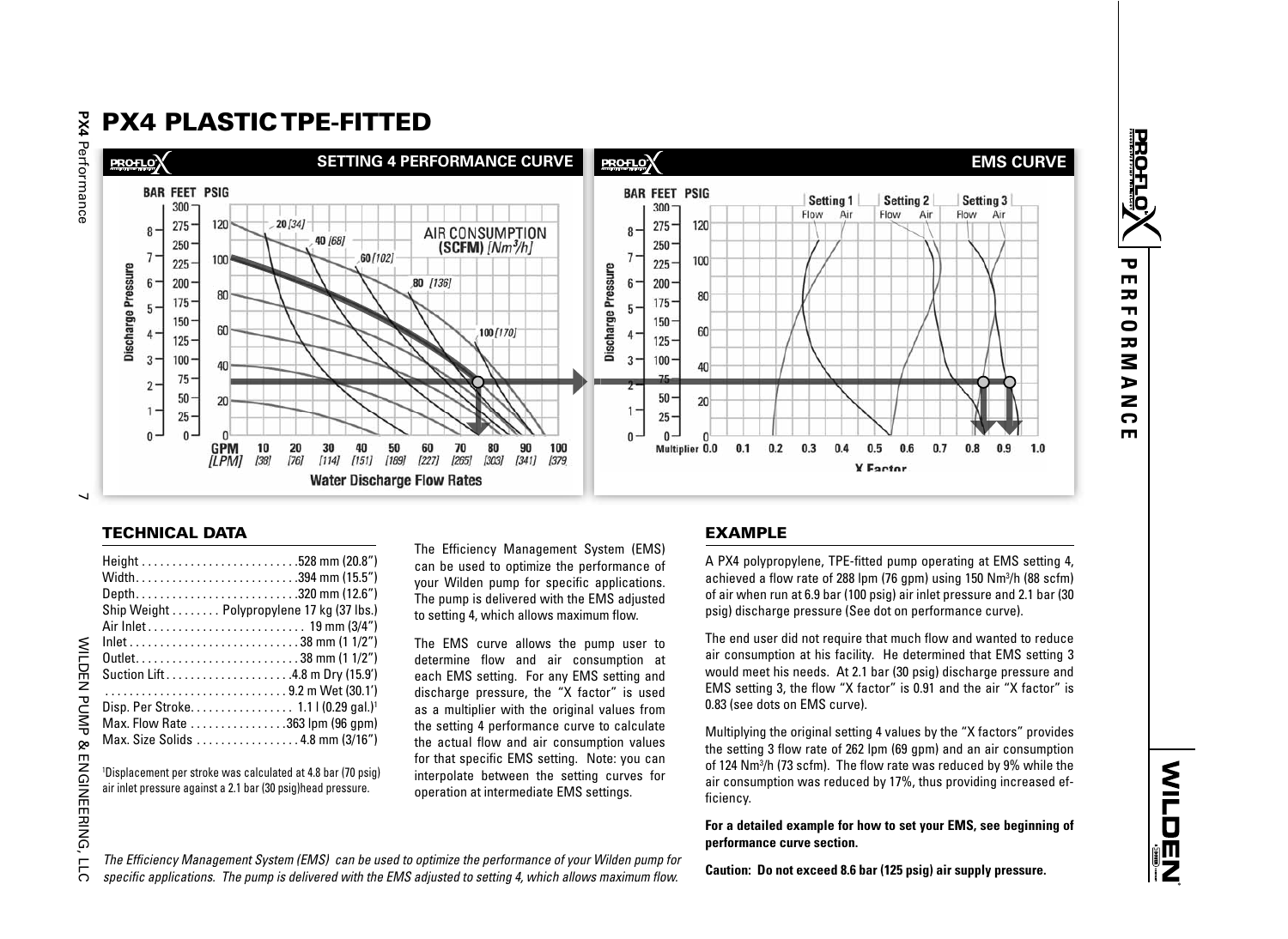# PX4 PLASTIC TPE-FITTED

## TECHNICAL DATA

Height . . . . . . . . . . . . . . . . . . . . . . . . . .528 mm (20.8")
Width. . . . . . . . . . . . . . . . . . . . . . . . . . .394 mm (15.5")
Depth. . . . . . . . . . . . . . . . . . . . . . . . . . .320 mm (12.6")
Ship Weight . . . . . . . . Polypropylene 17 kg (37 lbs.)
Air Inlet . . . . . . . . . . . . . . . . . . . . . . . . . . 19 mm (3/4")
Inlet . . . . . . . . . . . . . . . . . . . . . . . . . . . . 38 mm (1 1/2")
Outlet. . . . . . . . . . . . . . . . . . . . . . . . . . . 38 mm (1 1/2")
Suction Lift . . . . . . . . . . . . . . . . . . . . .4.8 m Dry (15.9')
. . . . . . . . . . . . . . . . . . . . . . . . . . . . . . 9.2 m Wet (30.1')
Disp. Per Stroke. . . . . . . . . . . . . . . . . 1.1 l (0.29 gal.)[1]
Max. Flow Rate . . . . . . . . . . . . . . . .363 lpm (96 gpm)
Max. Size Solids . . . . . . . . . . . . . . . . . 4.8 mm (3/16")

[1]Displacement per stroke was calculated at 4.8 bar (70 psig) air inlet pressure against a 2.1 bar (30 psig)head pressure.

The Efficiency Management System (EMS) can be used to optimize the performance of your Wilden pump for specific applications. The pump is delivered with the EMS adjusted to setting 4, which allows maximum flow.

The EMS curve allows the pump user to determine flow and air consumption at each EMS setting. For any EMS setting and discharge pressure, the "X factor" is used as a multiplier with the original values from the setting 4 performance curve to calculate the actual flow and air consumption values for that specific EMS setting. Note: you can interpolate between the setting curves for operation at intermediate EMS settings.

## EXAMPLE

A PX4 polypropylene, TPE-fitted pump operating at EMS setting 4, achieved a flow rate of 288 lpm (76 gpm) using 150 Nm³/h (88 scfm) of air when run at 6.9 bar (100 psig) air inlet pressure and 2.1 bar (30 psig) discharge pressure (See dot on performance curve).

The end user did not require that much flow and wanted to reduce air consumption at his facility. He determined that EMS setting 3 would meet his needs. At 2.1 bar (30 psig) discharge pressure and EMS setting 3, the flow "X factor" is 0.91 and the air "X factor" is 0.83 (see dots on EMS curve).

Multiplying the original setting 4 values by the "X factors" provides the setting 3 flow rate of 262 lpm (69 gpm) and an air consumption of 124 Nm³/h (73 scfm). The flow rate was reduced by 9% while the air consumption was reduced by 17%, thus providing increased efficiency.

**For a detailed example for how to set your EMS, see beginning of performance curve section.**

**Caution: Do not exceed 8.6 bar (125 psig) air supply pressure.**

*The Efficiency Management System (EMS) can be used to optimize the performance of your Wilden pump for specific applications. The pump is delivered with the EMS adjusted to setting 4, which allows maximum flow.*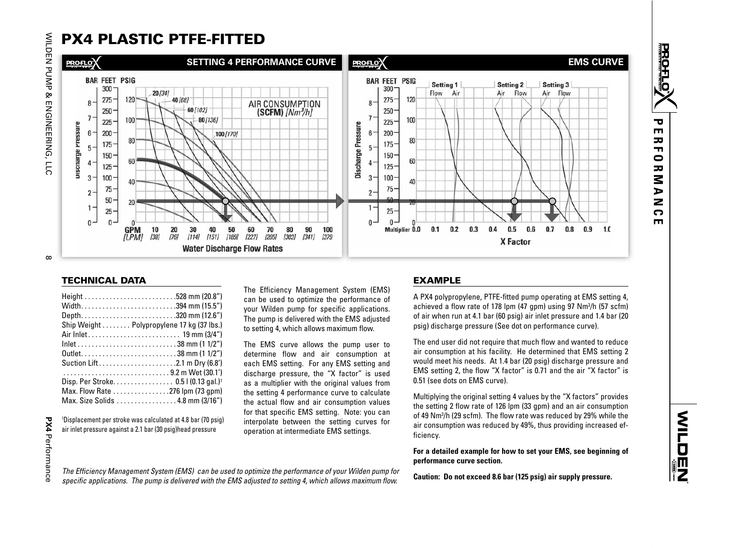# PX4 PLASTIC PTFE-FITTED

SETTING 4 PERFORMANCE CURVE

EMS CURVE

## TECHNICAL DATA

Height . . . . . . . . . . . . . . . . . . . . . . . . .528 mm (20.8")
Width. . . . . . . . . . . . . . . . . . . . . . . . . .394 mm (15.5")
Depth. . . . . . . . . . . . . . . . . . . . . . . . . .320 mm (12.6")
Ship Weight . . . . . . . . Polypropylene 17 kg (37 lbs.)
Air Inlet . . . . . . . . . . . . . . . . . . . . . . . . . 19 mm (3/4")
Inlet . . . . . . . . . . . . . . . . . . . . . . . . . . . .38 mm (1 1/2")
Outlet. . . . . . . . . . . . . . . . . . . . . . . . . . .38 mm (1 1/2")
Suction Lift . . . . . . . . . . . . . . . . . . . . . .2.1 m Dry (6.8')
. . . . . . . . . . . . . . . . . . . . . . . . . . . . . . 9.2 m Wet (30.1')
Disp. Per Stroke. . . . . . . . . . . . . . . . . 0.5 l (0.13 gal.)[1]
Max. Flow Rate . . . . . . . . . . . . . . . .276 lpm (73 gpm)
Max. Size Solids . . . . . . . . . . . . . . . . . 4.8 mm (3/16")

[1]Displacement per stroke was calculated at 4.8 bar (70 psig) air inlet pressure against a 2.1 bar (30 psig)head pressure

The Efficiency Management System (EMS) can be used to optimize the performance of your Wilden pump for specific applications. The pump is delivered with the EMS adjusted to setting 4, which allows maximum flow.

The EMS curve allows the pump user to determine flow and air consumption at each EMS setting. For any EMS setting and discharge pressure, the "X factor" is used as a multiplier with the original values from the setting 4 performance curve to calculate the actual flow and air consumption values for that specific EMS setting. Note: you can interpolate between the setting curves for operation at intermediate EMS settings.

## EXAMPLE

A PX4 polypropylene, PTFE-fitted pump operating at EMS setting 4, achieved a flow rate of 178 lpm (47 gpm) using 97 Nm³/h (57 scfm) of air when run at 4.1 bar (60 psig) air inlet pressure and 1.4 bar (20 psig) discharge pressure (See dot on performance curve).

The end user did not require that much flow and wanted to reduce air consumption at his facility. He determined that EMS setting 2 would meet his needs. At 1.4 bar (20 psig) discharge pressure and EMS setting 2, the flow "X factor" is 0.71 and the air "X factor" is 0.51 (see dots on EMS curve).

Multiplying the original setting 4 values by the "X factors" provides the setting 2 flow rate of 126 lpm (33 gpm) and an air consumption of 49 Nm³/h (29 scfm). The flow rate was reduced by 29% while the air consumption was reduced by 49%, thus providing increased efficiency.

**For a detailed example for how to set your EMS, see beginning of performance curve section.**

**Caution: Do not exceed 8.6 bar (125 psig) air supply pressure.**

*The Efficiency Management System (EMS) can be used to optimize the performance of your Wilden pump for specific applications. The pump is delivered with the EMS adjusted to setting 4, which allows maximum flow.*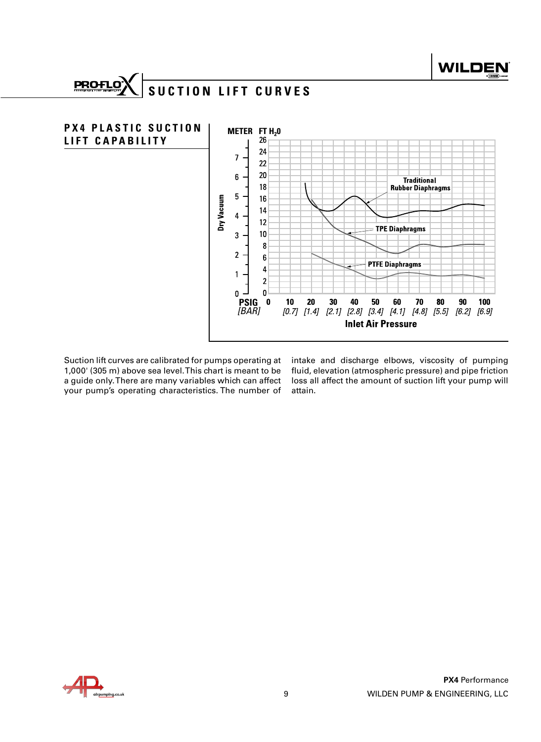# SUCTION LIFT CURVES

## PX4 PLASTIC SUCTION LIFT CAPABILITY

METER FT $H_2O$

Dry Vacuum

0 1 2 3 4 5 6 7

0 2 4 6 8 10 12 14 16 18 20 22 24 26

Traditional Rubber Diaphragms

TPE Diaphragms

PTFE Diaphragms

PSIG 0 10 20 30 40 50 60 70 80 90 100

[BAR] [0.7] [1.4] [2.1] [2.8] [3.4] [4.1] [4.8] [5.5] [6.2] [6.9]

Inlet Air Pressure

Suction lift curves are calibrated for pumps operating at 1,000' (305 m) above sea level. This chart is meant to be a guide only. There are many variables which can affect your pump's operating characteristics. The number of intake and discharge elbows, viscosity of pumping fluid, elevation (atmospheric pressure) and pipe friction loss all affect the amount of suction lift your pump will attain.